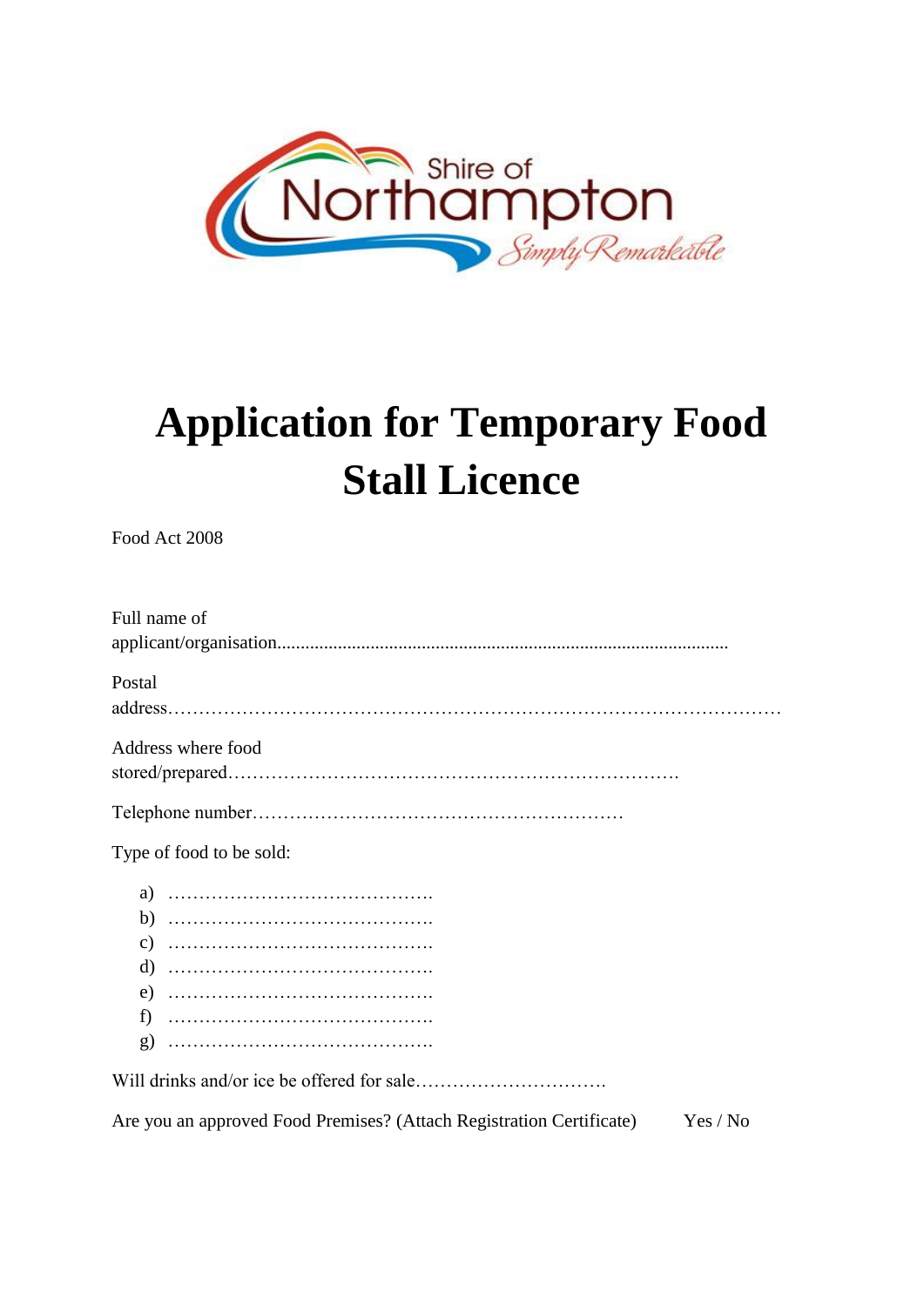# Application for Temporary Food Stall Licence

Food Act 2008

Full name of applicant/organisation.................................................................................................

Postal address……………………………………………………………………………………

Address where food stored/prepared……………………………………………………………….

Telephone number……………………………………………………

Type of food to be sold:

a) …………………………………….
b) …………………………………….
c) …………………………………….
d) …………………………………….
e) …………………………………….
f) …………………………………….
g) …………………………………….

Will drinks and/or ice be offered for sale………………………….

Are you an approved Food Premises? (Attach Registration Certificate) Yes / No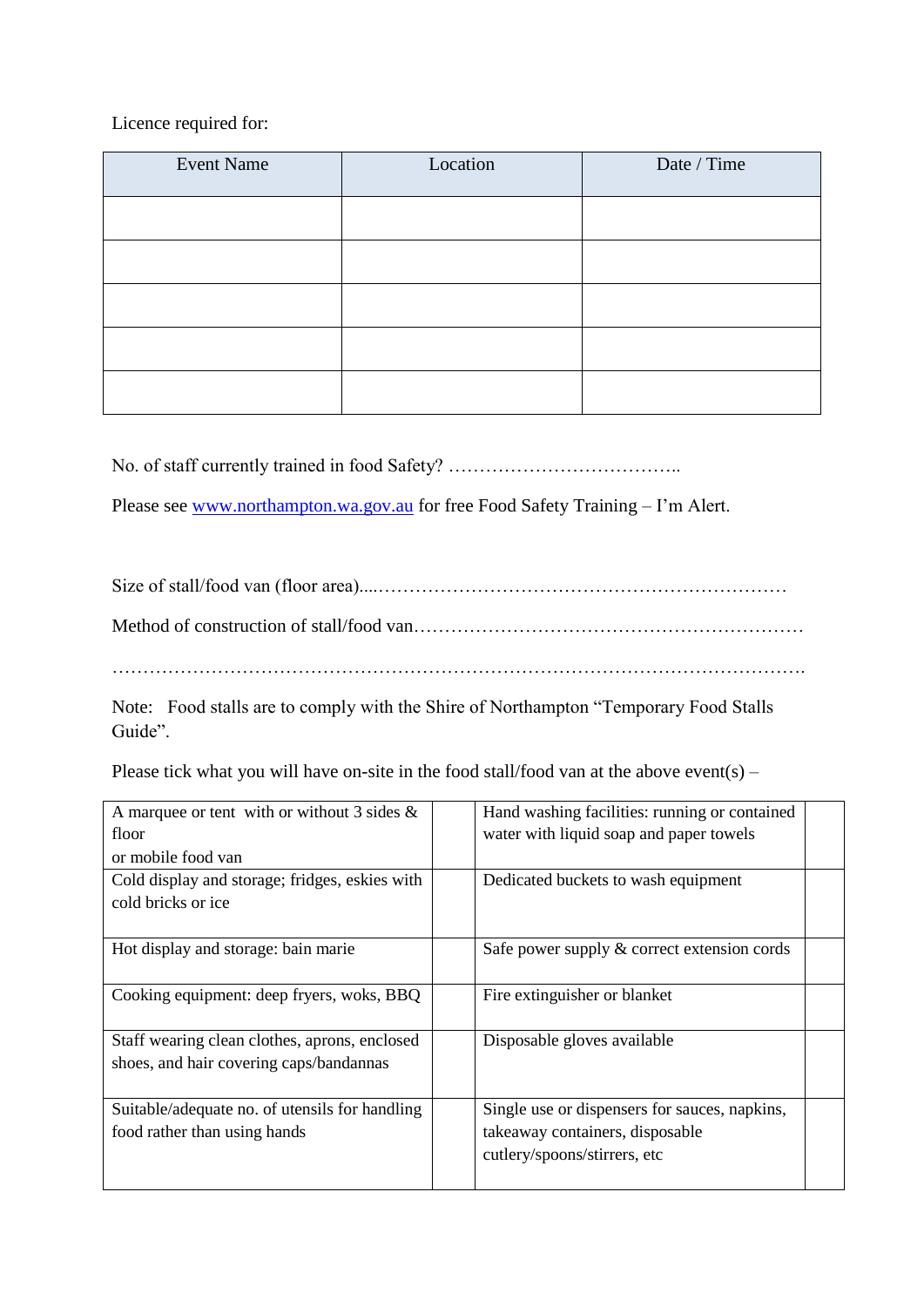Licence required for:

| Event Name | Location | Date / Time |
| --- | --- | --- |
| | | |
| | | |
| | | |
| | | |
| | | |

No. of staff currently trained in food Safety? ………………………………..

Please see [www.northampton.wa.gov.au](http://www.northampton.wa.gov.au) for free Food Safety Training – I'm Alert.

Size of stall/food van (floor area)....…………………………………………………………

Method of construction of stall/food van……………………………………………………

……………………………………………………………………………………………….

Note: Food stalls are to comply with the Shire of Northampton "Temporary Food Stalls Guide".

Please tick what you will have on-site in the food stall/food van at the above event(s) –

| | | | |
| --- | --- | --- | --- |
| A marquee or tent with or without 3 sides & floor or mobile food van | | Hand washing facilities: running or contained water with liquid soap and paper towels | |
| Cold display and storage; fridges, eskies with cold bricks or ice | | Dedicated buckets to wash equipment | |
| Hot display and storage: bain marie | | Safe power supply & correct extension cords | |
| Cooking equipment: deep fryers, woks, BBQ | | Fire extinguisher or blanket | |
| Staff wearing clean clothes, aprons, enclosed shoes, and hair covering caps/bandannas | | Disposable gloves available | |
| Suitable/adequate no. of utensils for handling food rather than using hands | | Single use or dispensers for sauces, napkins, takeaway containers, disposable cutlery/spoons/stirrers, etc | |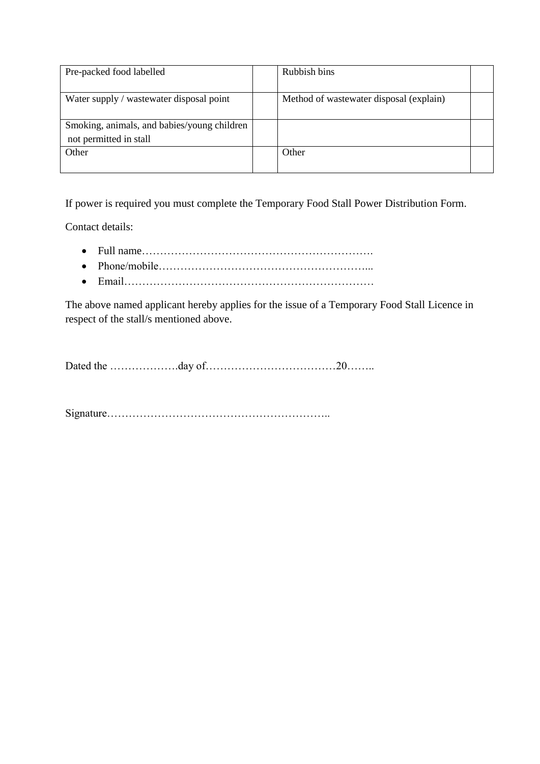| | | | |
|---|---|---|---|
| Pre-packed food labelled | | Rubbish bins | |
| Water supply / wastewater disposal point | | Method of wastewater disposal (explain) | |
| Smoking, animals, and babies/young children not permitted in stall | | | |
| Other | | Other | |

If power is required you must complete the Temporary Food Stall Power Distribution Form.

Contact details:

- Full name……………………………………………………….
- Phone/mobile…………………………………………………...
- Email……………………………………………………………

The above named applicant hereby applies for the issue of a Temporary Food Stall Licence in respect of the stall/s mentioned above.

Dated the ……………….day of……………………………20……..

Signature……………………………………………………..